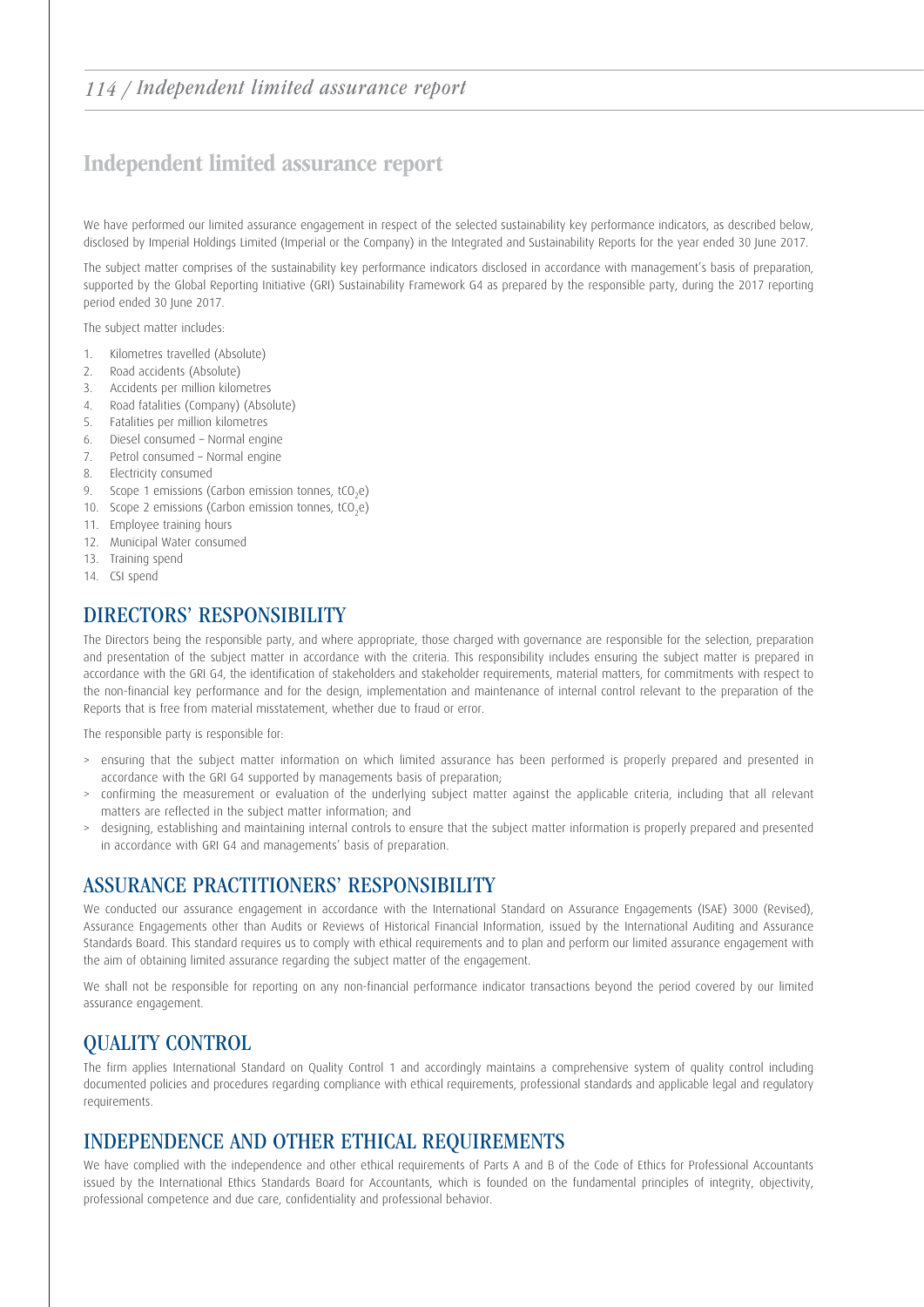# Independent limited assurance report

We have performed our limited assurance engagement in respect of the selected sustainability key performance indicators, as described below, disclosed by Imperial Holdings Limited (Imperial or the Company) in the Integrated and Sustainability Reports for the year ended 30 June 2017.

The subject matter comprises of the sustainability key performance indicators disclosed in accordance with management's basis of preparation, supported by the Global Reporting Initiative (GRI) Sustainability Framework G4 as prepared by the responsible party, during the 2017 reporting period ended 30 June 2017.

The subject matter includes:

1. Kilometres travelled (Absolute)
2. Road accidents (Absolute)
3. Accidents per million kilometres
4. Road fatalities (Company) (Absolute)
5. Fatalities per million kilometres
6. Diesel consumed – Normal engine
7. Petrol consumed – Normal engine
8. Electricity consumed
9. Scope 1 emissions (Carbon emission tonnes, $tCO_2e$)
10. Scope 2 emissions (Carbon emission tonnes, $tCO_2e$)
11. Employee training hours
12. Municipal Water consumed
13. Training spend
14. CSI spend

## DIRECTORS' RESPONSIBILITY

The Directors being the responsible party, and where appropriate, those charged with governance are responsible for the selection, preparation and presentation of the subject matter in accordance with the criteria. This responsibility includes ensuring the subject matter is prepared in accordance with the GRI G4, the identification of stakeholders and stakeholder requirements, material matters, for commitments with respect to the non-financial key performance and for the design, implementation and maintenance of internal control relevant to the preparation of the Reports that is free from material misstatement, whether due to fraud or error.

The responsible party is responsible for:

> ensuring that the subject matter information on which limited assurance has been performed is properly prepared and presented in accordance with the GRI G4 supported by managements basis of preparation;

> confirming the measurement or evaluation of the underlying subject matter against the applicable criteria, including that all relevant matters are reflected in the subject matter information; and

> designing, establishing and maintaining internal controls to ensure that the subject matter information is properly prepared and presented in accordance with GRI G4 and managements' basis of preparation.

## ASSURANCE PRACTITIONERS' RESPONSIBILITY

We conducted our assurance engagement in accordance with the International Standard on Assurance Engagements (ISAE) 3000 (Revised), Assurance Engagements other than Audits or Reviews of Historical Financial Information, issued by the International Auditing and Assurance Standards Board. This standard requires us to comply with ethical requirements and to plan and perform our limited assurance engagement with the aim of obtaining limited assurance regarding the subject matter of the engagement.

We shall not be responsible for reporting on any non-financial performance indicator transactions beyond the period covered by our limited assurance engagement.

## QUALITY CONTROL

The firm applies International Standard on Quality Control 1 and accordingly maintains a comprehensive system of quality control including documented policies and procedures regarding compliance with ethical requirements, professional standards and applicable legal and regulatory requirements.

## INDEPENDENCE AND OTHER ETHICAL REQUIREMENTS

We have complied with the independence and other ethical requirements of Parts A and B of the Code of Ethics for Professional Accountants issued by the International Ethics Standards Board for Accountants, which is founded on the fundamental principles of integrity, objectivity, professional competence and due care, confidentiality and professional behavior.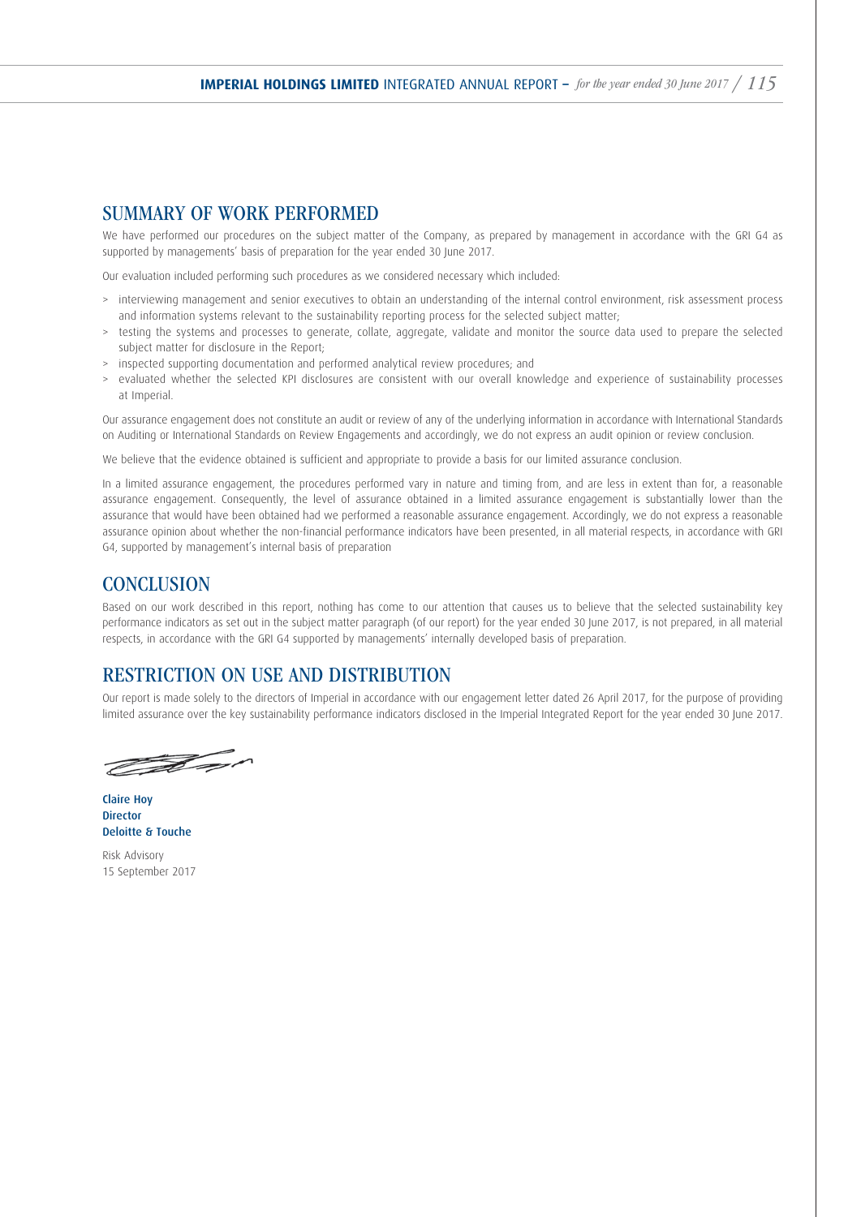## SUMMARY OF WORK PERFORMED

We have performed our procedures on the subject matter of the Company, as prepared by management in accordance with the GRI G4 as supported by managements' basis of preparation for the year ended 30 June 2017.

Our evaluation included performing such procedures as we considered necessary which included:

> interviewing management and senior executives to obtain an understanding of the internal control environment, risk assessment process and information systems relevant to the sustainability reporting process for the selected subject matter;
> testing the systems and processes to generate, collate, aggregate, validate and monitor the source data used to prepare the selected subject matter for disclosure in the Report;
> inspected supporting documentation and performed analytical review procedures; and
> evaluated whether the selected KPI disclosures are consistent with our overall knowledge and experience of sustainability processes at Imperial.

Our assurance engagement does not constitute an audit or review of any of the underlying information in accordance with International Standards on Auditing or International Standards on Review Engagements and accordingly, we do not express an audit opinion or review conclusion.

We believe that the evidence obtained is sufficient and appropriate to provide a basis for our limited assurance conclusion.

In a limited assurance engagement, the procedures performed vary in nature and timing from, and are less in extent than for, a reasonable assurance engagement. Consequently, the level of assurance obtained in a limited assurance engagement is substantially lower than the assurance that would have been obtained had we performed a reasonable assurance engagement. Accordingly, we do not express a reasonable assurance opinion about whether the non-financial performance indicators have been presented, in all material respects, in accordance with GRI G4, supported by management's internal basis of preparation

## CONCLUSION

Based on our work described in this report, nothing has come to our attention that causes us to believe that the selected sustainability key performance indicators as set out in the subject matter paragraph (of our report) for the year ended 30 June 2017, is not prepared, in all material respects, in accordance with the GRI G4 supported by managements' internally developed basis of preparation.

## RESTRICTION ON USE AND DISTRIBUTION

Our report is made solely to the directors of Imperial in accordance with our engagement letter dated 26 April 2017, for the purpose of providing limited assurance over the key sustainability performance indicators disclosed in the Imperial Integrated Report for the year ended 30 June 2017.

**Claire Hoy**
**Director**
**Deloitte & Touche**

Risk Advisory
15 September 2017